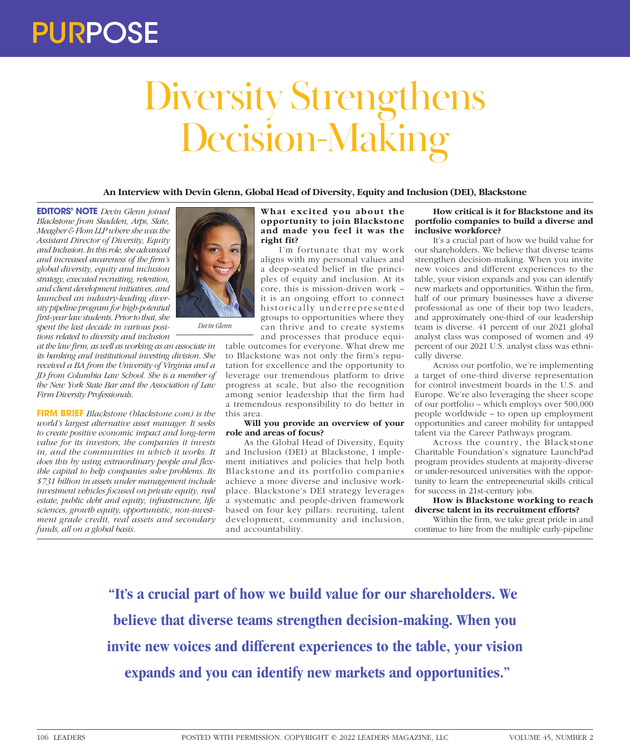# PURPOSE

# Diversity Strengthens Decision-Making

**An Interview with Devin Glenn, Global Head of Diversity, Equity and Inclusion (DEI), Blackstone**

**EDITORS' NOTE** *Devin Glenn joined Blackstone from Skadden, Arps, Slate, Meagher & Flom LLP where she was the Assistant Director of Diversity, Equity and Inclusion. In this role, she advanced and increased awareness of the firm's global diversity, equity and inclusion strategy, executed recruiting, retention, and client development initiatives, and launched an industry-leading diversity pipeline program for high-potential first-year law students. Prior to that, she spent the last decade in various positions related to diversity and inclusion at the law firm, as well as working as an associate in its banking and institutional investing division. She received a BA from the University of Virginia and a JD from Columbia Law School. She is a member of the New York State Bar and the Association of Law Firm Diversity Professionals.*

Devin Glenn

**FIRM BRIEF** *Blackstone (blackstone.com) is the world's largest alternative asset manager. It seeks to create positive economic impact and long-term value for its investors, the companies it invests in, and the communities in which it works. It does this by using extraordinary people and flexible capital to help companies solve problems. Its $731 billion in assets under management include investment vehicles focused on private equity, real estate, public debt and equity, infrastructure, life sciences, growth equity, opportunistic, non-investment grade credit, real assets and secondary funds, all on a global basis.*

**What excited you about the opportunity to join Blackstone and made you feel it was the right fit?**

I'm fortunate that my work aligns with my personal values and a deep-seated belief in the principles of equity and inclusion. At its core, this is mission-driven work – it is an ongoing effort to connect historically underrepresented groups to opportunities where they can thrive and to create systems and processes that produce equitable outcomes for everyone. What drew me to Blackstone was not only the firm's reputation for excellence and the opportunity to leverage our tremendous platform to drive progress at scale, but also the recognition among senior leadership that the firm had a tremendous responsibility to do better in this area.

**Will you provide an overview of your role and areas of focus?**

As the Global Head of Diversity, Equity and Inclusion (DEI) at Blackstone, I implement initiatives and policies that help both Blackstone and its portfolio companies achieve a more diverse and inclusive workplace. Blackstone's DEI strategy leverages a systematic and people-driven framework based on four key pillars: recruiting, talent development, community and inclusion, and accountability.

**How critical is it for Blackstone and its portfolio companies to build a diverse and inclusive workforce?**

It's a crucial part of how we build value for our shareholders. We believe that diverse teams strengthen decision-making. When you invite new voices and different experiences to the table, your vision expands and you can identify new markets and opportunities. Within the firm, half of our primary businesses have a diverse professional as one of their top two leaders, and approximately one-third of our leadership team is diverse. 41 percent of our 2021 global analyst class was composed of women and 49 percent of our 2021 U.S. analyst class was ethnically diverse.

Across our portfolio, we're implementing a target of one-third diverse representation for control investment boards in the U.S. and Europe. We're also leveraging the sheer scope of our portfolio – which employs over 500,000 people worldwide – to open up employment opportunities and career mobility for untapped talent via the Career Pathways program.

Across the country, the Blackstone Charitable Foundation's signature LaunchPad program provides students at majority-diverse or under-resourced universities with the opportunity to learn the entrepreneurial skills critical for success in 21st-century jobs.

**How is Blackstone working to reach diverse talent in its recruitment efforts?**

Within the firm, we take great pride in and continue to hire from the multiple early-pipeline

> **"It's a crucial part of how we build value for our shareholders. We believe that diverse teams strengthen decision-making. When you invite new voices and different experiences to the table, your vision expands and you can identify new markets and opportunities."**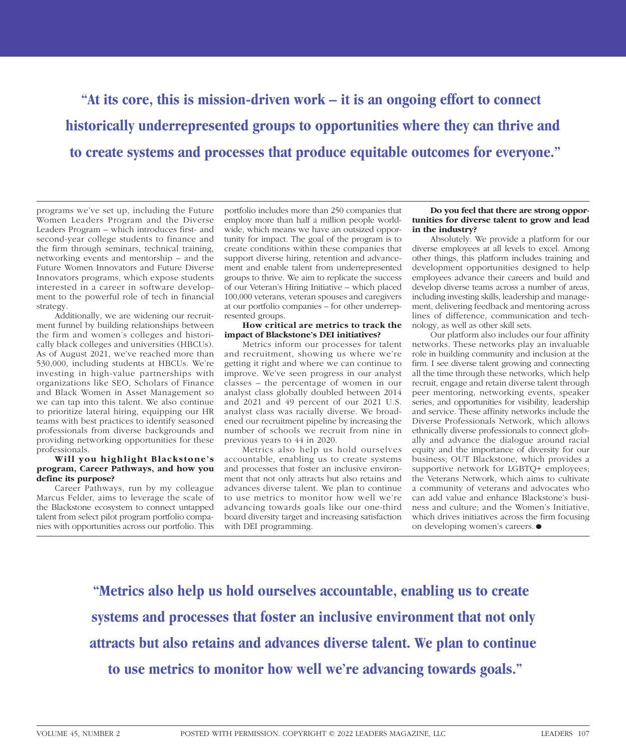**"At its core, this is mission-driven work – it is an ongoing effort to connect historically underrepresented groups to opportunities where they can thrive and to create systems and processes that produce equitable outcomes for everyone."**

programs we've set up, including the Future Women Leaders Program and the Diverse Leaders Program – which introduces first- and second-year college students to finance and the firm through seminars, technical training, networking events and mentorship – and the Future Women Innovators and Future Diverse Innovators programs, which expose students interested in a career in software development to the powerful role of tech in financial strategy.

Additionally, we are widening our recruitment funnel by building relationships between the firm and women's colleges and historically black colleges and universities (HBCUs). As of August 2021, we've reached more than 530,000, including students at HBCUs. We're investing in high-value partnerships with organizations like SEO, Scholars of Finance and Black Women in Asset Management so we can tap into this talent. We also continue to prioritize lateral hiring, equipping our HR teams with best practices to identify seasoned professionals from diverse backgrounds and providing networking opportunities for these professionals.

**Will you highlight Blackstone's program, Career Pathways, and how you define its purpose?**

Career Pathways, run by my colleague Marcus Felder, aims to leverage the scale of the Blackstone ecosystem to connect untapped talent from select pilot program portfolio companies with opportunities across our portfolio. This portfolio includes more than 250 companies that employ more than half a million people worldwide, which means we have an outsized opportunity for impact. The goal of the program is to create conditions within these companies that support diverse hiring, retention and advancement and enable talent from underrepresented groups to thrive. We aim to replicate the success of our Veteran's Hiring Initiative – which placed 100,000 veterans, veteran spouses and caregivers at our portfolio companies – for other underrepresented groups.

**How critical are metrics to track the impact of Blackstone's DEI initiatives?**

Metrics inform our processes for talent and recruitment, showing us where we're getting it right and where we can continue to improve. We've seen progress in our analyst classes – the percentage of women in our analyst class globally doubled between 2014 and 2021 and 49 percent of our 2021 U.S. analyst class was racially diverse. We broadened our recruitment pipeline by increasing the number of schools we recruit from nine in previous years to 44 in 2020.

Metrics also help us hold ourselves accountable, enabling us to create systems and processes that foster an inclusive environment that not only attracts but also retains and advances diverse talent. We plan to continue to use metrics to monitor how well we're advancing towards goals like our one-third board diversity target and increasing satisfaction with DEI programming.

**Do you feel that there are strong opportunities for diverse talent to grow and lead in the industry?**

Absolutely. We provide a platform for our diverse employees at all levels to excel. Among other things, this platform includes training and development opportunities designed to help employees advance their careers and build and develop diverse teams across a number of areas, including investing skills, leadership and management, delivering feedback and mentoring across lines of difference, communication and technology, as well as other skill sets.

Our platform also includes our four affinity networks. These networks play an invaluable role in building community and inclusion at the firm. I see diverse talent growing and connecting all the time through these networks, which help recruit, engage and retain diverse talent through peer mentoring, networking events, speaker series, and opportunities for visibility, leadership and service. These affinity networks include the Diverse Professionals Network, which allows ethnically diverse professionals to connect globally and advance the dialogue around racial equity and the importance of diversity for our business; OUT Blackstone, which provides a supportive network for LGBTQ+ employees; the Veterans Network, which aims to cultivate a community of veterans and advocates who can add value and enhance Blackstone's business and culture; and the Women's Initiative, which drives initiatives across the firm focusing on developing women's careers. ●

**"Metrics also help us hold ourselves accountable, enabling us to create systems and processes that foster an inclusive environment that not only attracts but also retains and advances diverse talent. We plan to continue to use metrics to monitor how well we're advancing towards goals."**

POSTED WITH PERMISSION. COPYRIGHT © 2022 LEADERS MAGAZINE, LLC